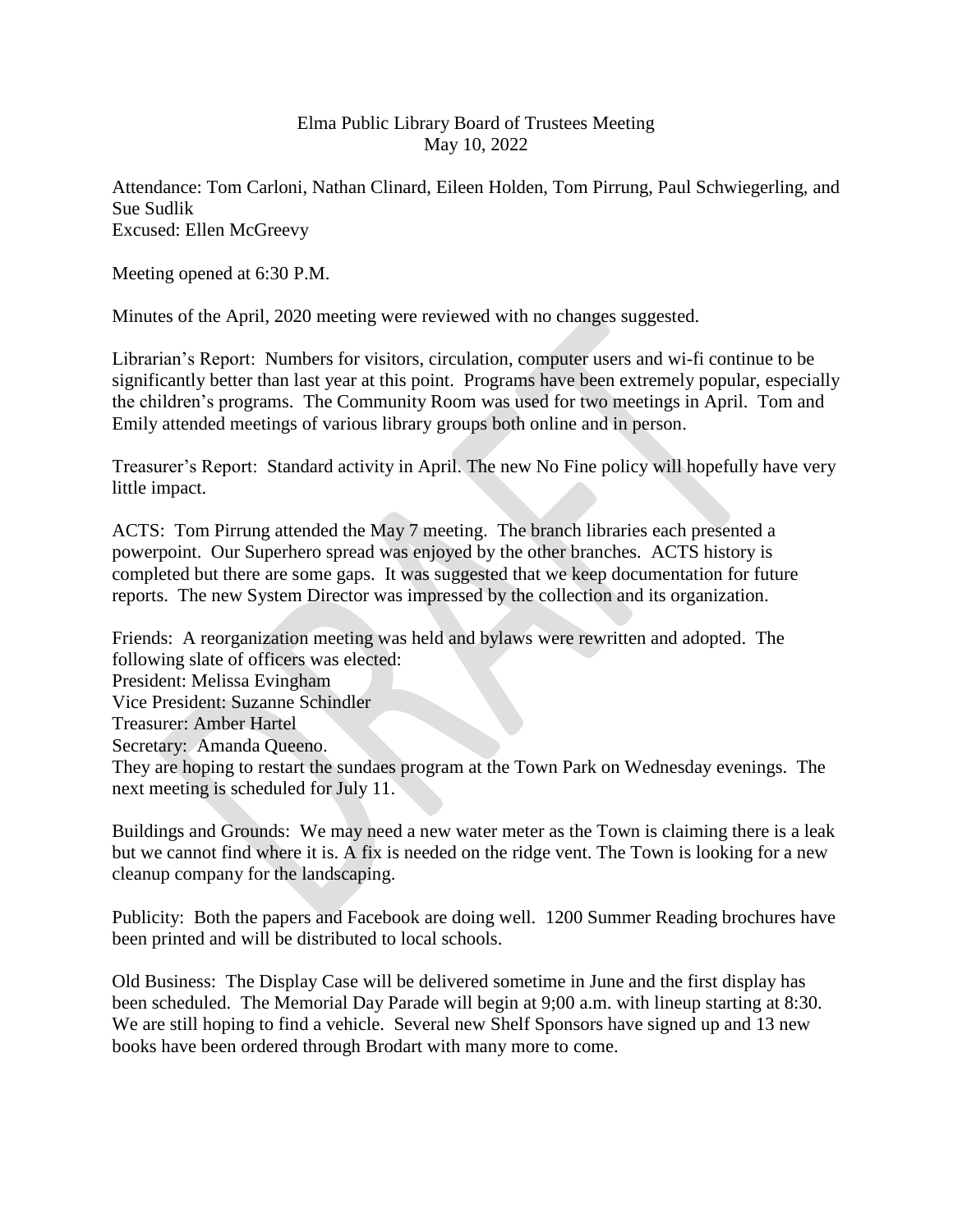# Elma Public Library Board of Trustees Meeting
May 10, 2022

Attendance: Tom Carloni, Nathan Clinard, Eileen Holden, Tom Pirrung, Paul Schwiegerling, and Sue Sudlik
Excused: Ellen McGreevy

Meeting opened at 6:30 P.M.

Minutes of the April, 2020 meeting were reviewed with no changes suggested.

Librarian's Report: Numbers for visitors, circulation, computer users and wi-fi continue to be significantly better than last year at this point. Programs have been extremely popular, especially the children's programs. The Community Room was used for two meetings in April. Tom and Emily attended meetings of various library groups both online and in person.

Treasurer's Report: Standard activity in April. The new No Fine policy will hopefully have very little impact.

ACTS: Tom Pirrung attended the May 7 meeting. The branch libraries each presented a powerpoint. Our Superhero spread was enjoyed by the other branches. ACTS history is completed but there are some gaps. It was suggested that we keep documentation for future reports. The new System Director was impressed by the collection and its organization.

Friends: A reorganization meeting was held and bylaws were rewritten and adopted. The following slate of officers was elected:
President: Melissa Evingham
Vice President: Suzanne Schindler
Treasurer: Amber Hartel
Secretary: Amanda Queeno.
They are hoping to restart the sundaes program at the Town Park on Wednesday evenings. The next meeting is scheduled for July 11.

Buildings and Grounds: We may need a new water meter as the Town is claiming there is a leak but we cannot find where it is. A fix is needed on the ridge vent. The Town is looking for a new cleanup company for the landscaping.

Publicity: Both the papers and Facebook are doing well. 1200 Summer Reading brochures have been printed and will be distributed to local schools.

Old Business: The Display Case will be delivered sometime in June and the first display has been scheduled. The Memorial Day Parade will begin at 9;00 a.m. with lineup starting at 8:30. We are still hoping to find a vehicle. Several new Shelf Sponsors have signed up and 13 new books have been ordered through Brodart with many more to come.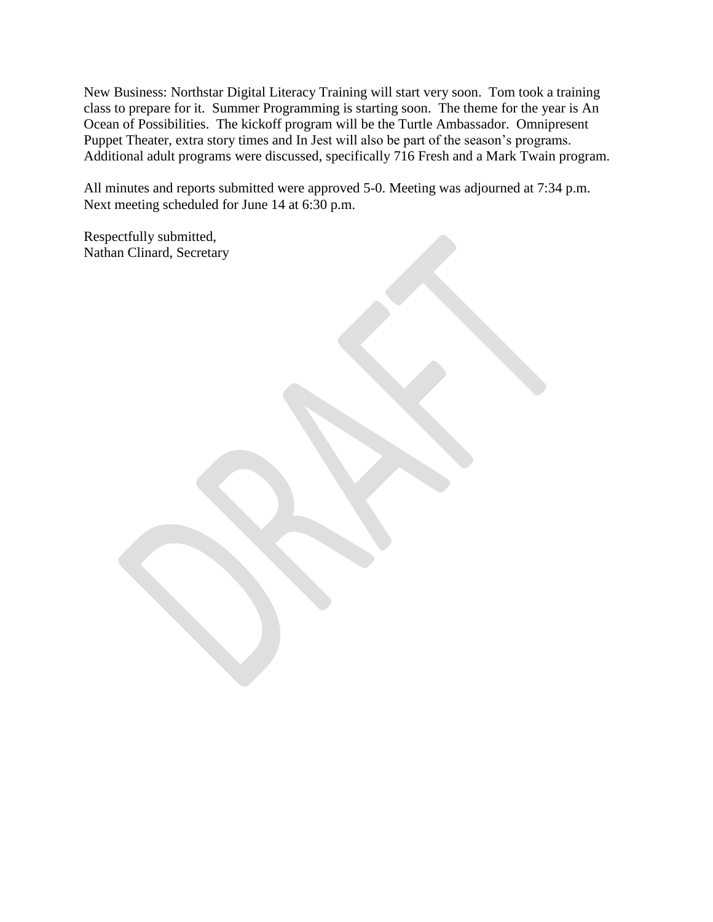New Business: Northstar Digital Literacy Training will start very soon.  Tom took a training class to prepare for it.  Summer Programming is starting soon.  The theme for the year is An Ocean of Possibilities.  The kickoff program will be the Turtle Ambassador.  Omnipresent Puppet Theater, extra story times and In Jest will also be part of the season's programs.  Additional adult programs were discussed, specifically 716 Fresh and a Mark Twain program.

All minutes and reports submitted were approved 5-0. Meeting was adjourned at 7:34 p.m. Next meeting scheduled for June 14 at 6:30 p.m.

Respectfully submitted,  
Nathan Clinard, Secretary

DRAFT